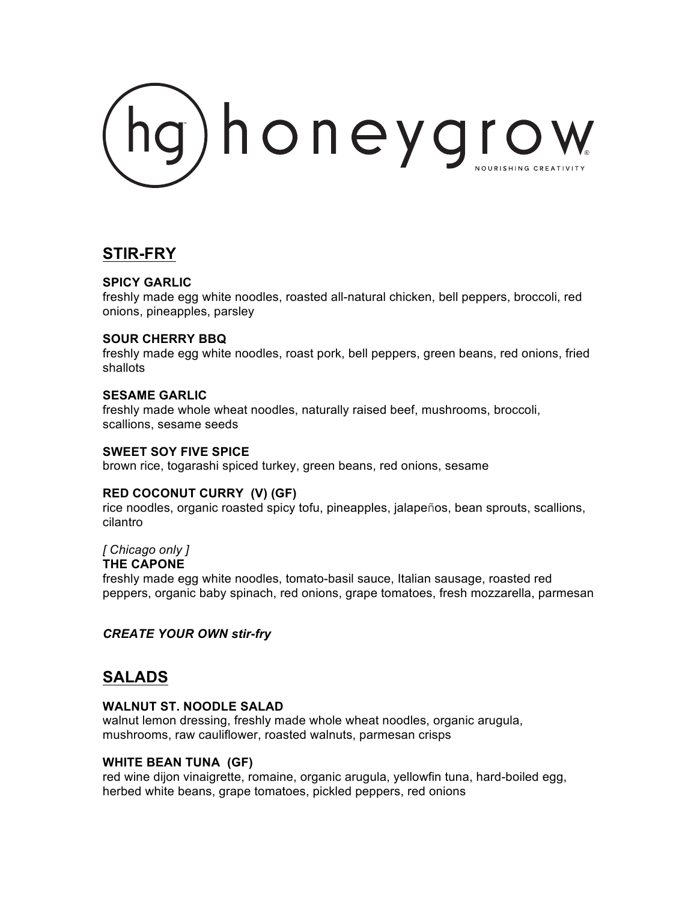# honeygrow

NOURISHING CREATIVITY

## STIR-FRY

**SPICY GARLIC**
freshly made egg white noodles, roasted all-natural chicken, bell peppers, broccoli, red onions, pineapples, parsley

**SOUR CHERRY BBQ**
freshly made egg white noodles, roast pork, bell peppers, green beans, red onions, fried shallots

**SESAME GARLIC**
freshly made whole wheat noodles, naturally raised beef, mushrooms, broccoli, scallions, sesame seeds

**SWEET SOY FIVE SPICE**
brown rice, togarashi spiced turkey, green beans, red onions, sesame

**RED COCONUT CURRY (V) (GF)**
rice noodles, organic roasted spicy tofu, pineapples, jalapeños, bean sprouts, scallions, cilantro

*[ Chicago only ]*
**THE CAPONE**
freshly made egg white noodles, tomato-basil sauce, Italian sausage, roasted red peppers, organic baby spinach, red onions, grape tomatoes, fresh mozzarella, parmesan

***CREATE YOUR OWN stir-fry***

## SALADS

**WALNUT ST. NOODLE SALAD**
walnut lemon dressing, freshly made whole wheat noodles, organic arugula, mushrooms, raw cauliflower, roasted walnuts, parmesan crisps

**WHITE BEAN TUNA (GF)**
red wine dijon vinaigrette, romaine, organic arugula, yellowfin tuna, hard-boiled egg, herbed white beans, grape tomatoes, pickled peppers, red onions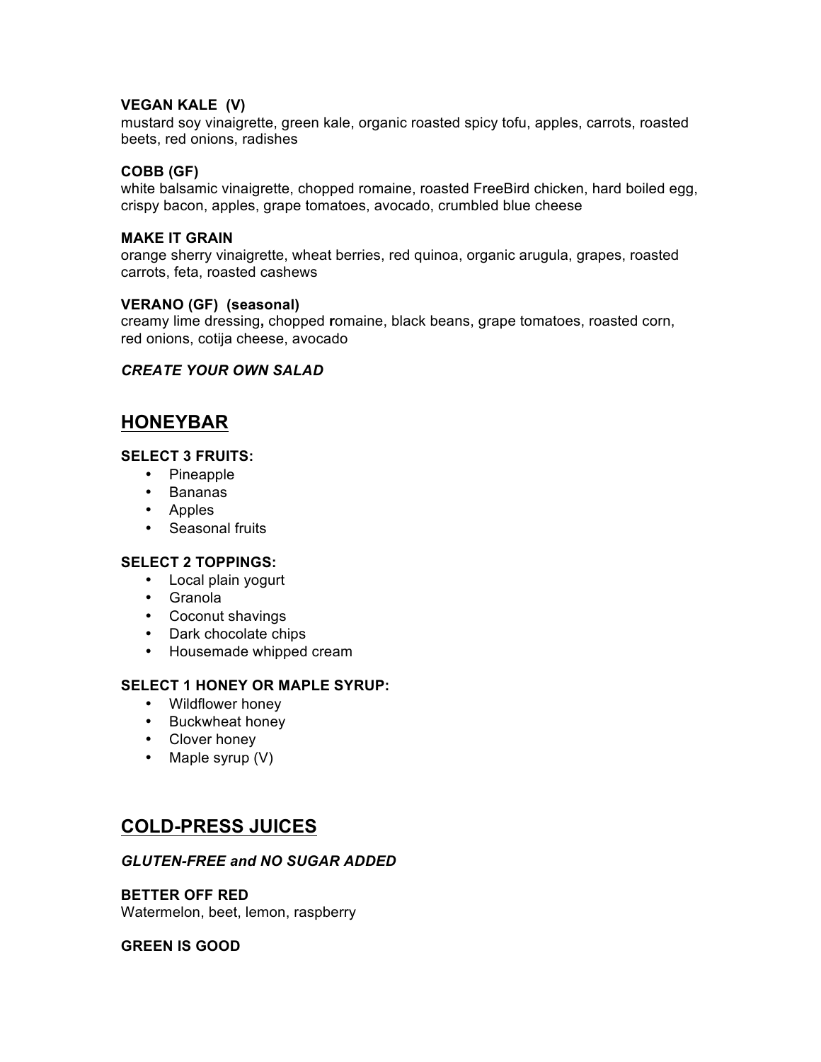**VEGAN KALE (V)**
mustard soy vinaigrette, green kale, organic roasted spicy tofu, apples, carrots, roasted beets, red onions, radishes

**COBB (GF)**
white balsamic vinaigrette, chopped romaine, roasted FreeBird chicken, hard boiled egg, crispy bacon, apples, grape tomatoes, avocado, crumbled blue cheese

**MAKE IT GRAIN**
orange sherry vinaigrette, wheat berries, red quinoa, organic arugula, grapes, roasted carrots, feta, roasted cashews

**VERANO (GF) (seasonal)**
creamy lime dressing**,** chopped **r**omaine, black beans, grape tomatoes, roasted corn, red onions, cotija cheese, avocado

***CREATE YOUR OWN SALAD***

## HONEYBAR

**SELECT 3 FRUITS:**

- Pineapple
- Bananas
- Apples
- Seasonal fruits

**SELECT 2 TOPPINGS:**

- Local plain yogurt
- Granola
- Coconut shavings
- Dark chocolate chips
- Housemade whipped cream

**SELECT 1 HONEY OR MAPLE SYRUP:**

- Wildflower honey
- Buckwheat honey
- Clover honey
- Maple syrup (V)

## COLD-PRESS JUICES

***GLUTEN-FREE and NO SUGAR ADDED***

**BETTER OFF RED**
Watermelon, beet, lemon, raspberry

**GREEN IS GOOD**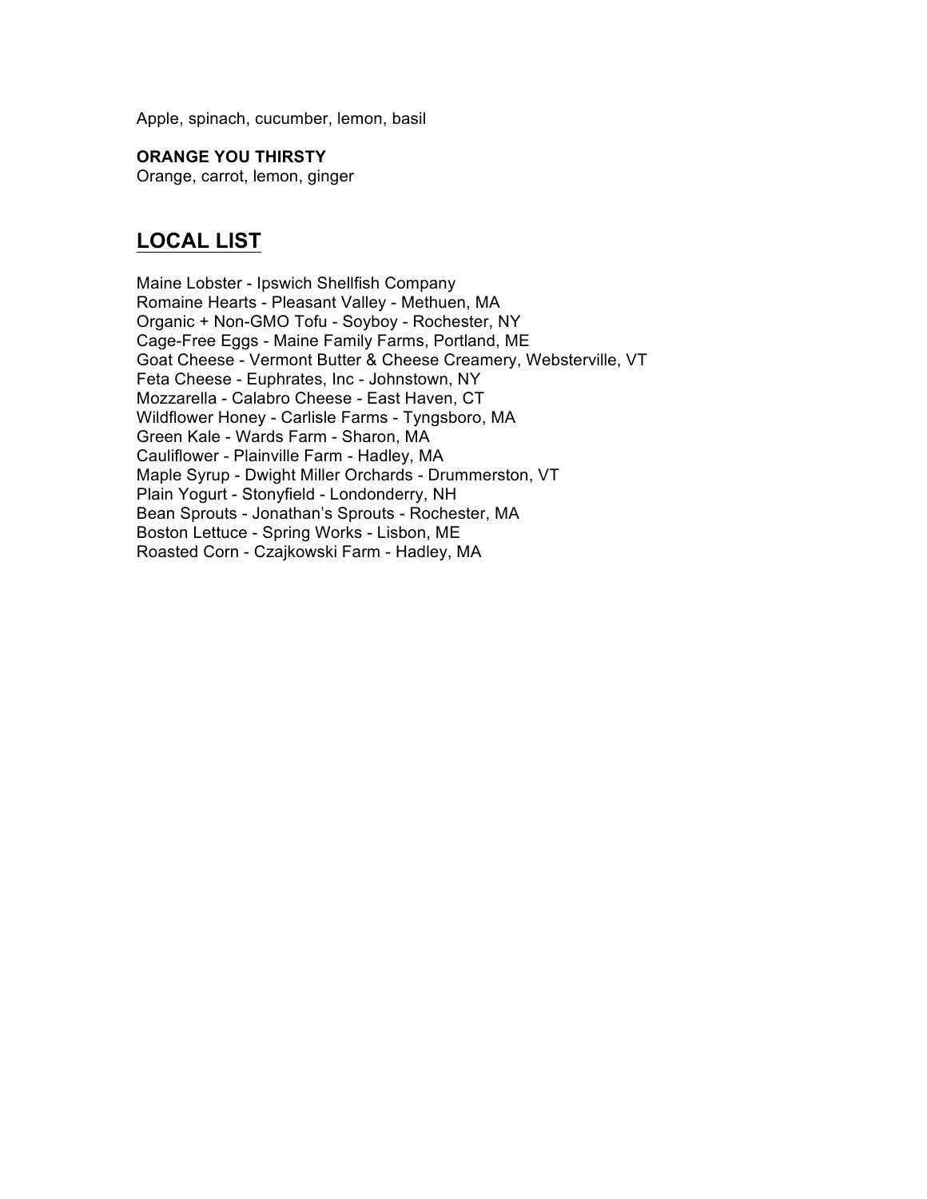Apple, spinach, cucumber, lemon, basil

**ORANGE YOU THIRSTY**
Orange, carrot, lemon, ginger

## LOCAL LIST

Maine Lobster - Ipswich Shellfish Company
Romaine Hearts - Pleasant Valley - Methuen, MA
Organic + Non-GMO Tofu - Soyboy - Rochester, NY
Cage-Free Eggs - Maine Family Farms, Portland, ME
Goat Cheese - Vermont Butter & Cheese Creamery, Websterville, VT
Feta Cheese - Euphrates, Inc - Johnstown, NY
Mozzarella - Calabro Cheese - East Haven, CT
Wildflower Honey - Carlisle Farms - Tyngsboro, MA
Green Kale - Wards Farm - Sharon, MA
Cauliflower - Plainville Farm - Hadley, MA
Maple Syrup - Dwight Miller Orchards - Drummerston, VT
Plain Yogurt - Stonyfield - Londonderry, NH
Bean Sprouts - Jonathan's Sprouts - Rochester, MA
Boston Lettuce - Spring Works - Lisbon, ME
Roasted Corn - Czajkowski Farm - Hadley, MA